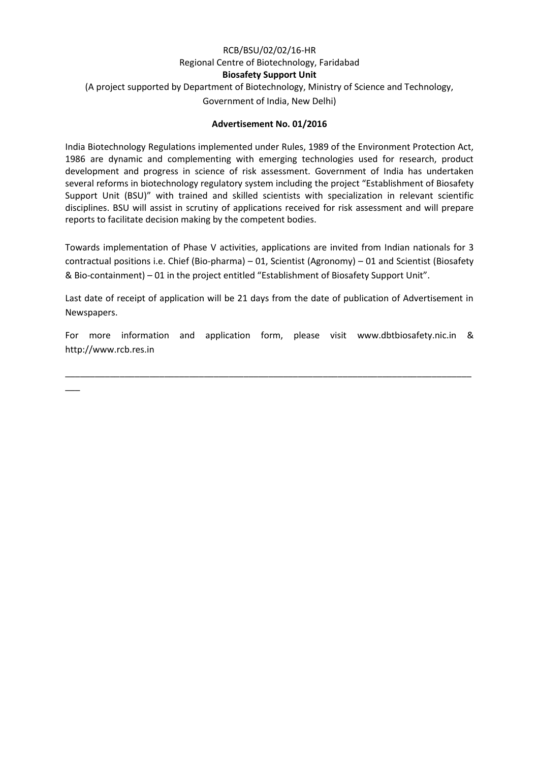RCB/BSU/02/02/16-HR

Regional Centre of Biotechnology, Faridabad

**Biosafety Support Unit**

(A project supported by Department of Biotechnology, Ministry of Science and Technology, Government of India, New Delhi)

**Advertisement No. 01/2016**

India Biotechnology Regulations implemented under Rules, 1989 of the Environment Protection Act, 1986 are dynamic and complementing with emerging technologies used for research, product development and progress in science of risk assessment. Government of India has undertaken several reforms in biotechnology regulatory system including the project "Establishment of Biosafety Support Unit (BSU)" with trained and skilled scientists with specialization in relevant scientific disciplines. BSU will assist in scrutiny of applications received for risk assessment and will prepare reports to facilitate decision making by the competent bodies.

Towards implementation of Phase V activities, applications are invited from Indian nationals for 3 contractual positions i.e. Chief (Bio-pharma) – 01, Scientist (Agronomy) – 01 and Scientist (Biosafety & Bio-containment) – 01 in the project entitled "Establishment of Biosafety Support Unit".

Last date of receipt of application will be 21 days from the date of publication of Advertisement in Newspapers.

For more information and application form, please visit www.dbtbiosafety.nic.in & http://www.rcb.res.in

---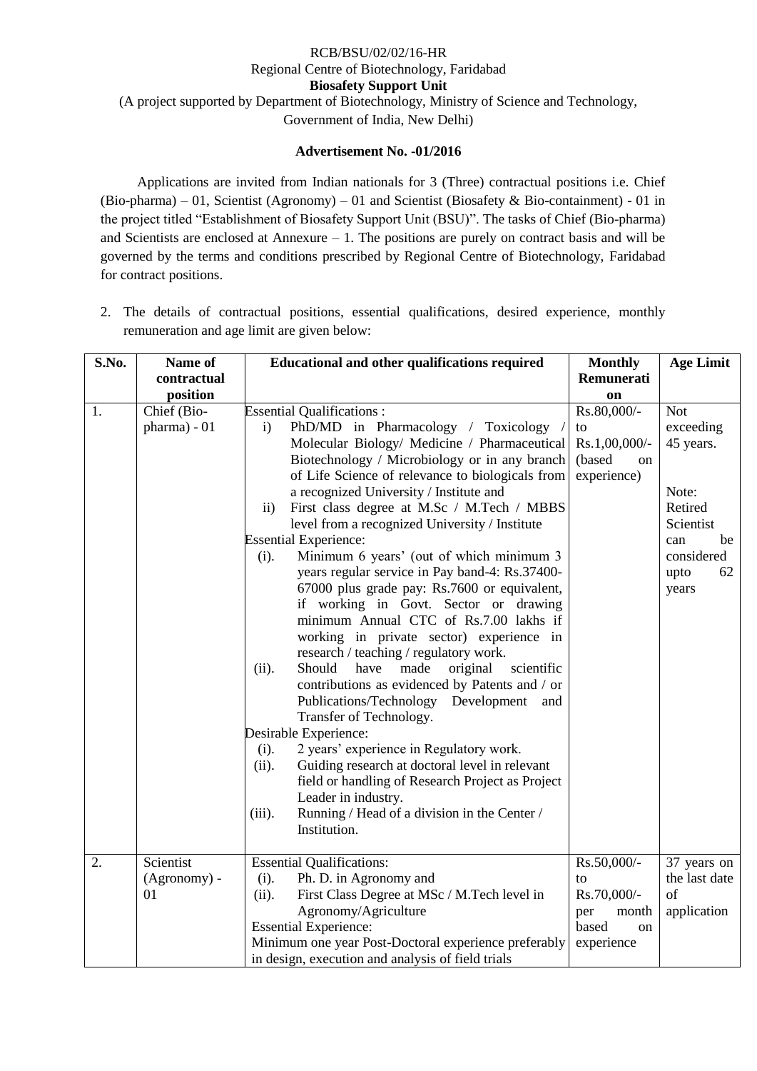RCB/BSU/02/02/16-HR

Regional Centre of Biotechnology, Faridabad

**Biosafety Support Unit**

(A project supported by Department of Biotechnology, Ministry of Science and Technology, Government of India, New Delhi)

**Advertisement No. -01/2016**

Applications are invited from Indian nationals for 3 (Three) contractual positions i.e. Chief (Bio-pharma) – 01, Scientist (Agronomy) – 01 and Scientist (Biosafety & Bio-containment) - 01 in the project titled "Establishment of Biosafety Support Unit (BSU)". The tasks of Chief (Bio-pharma) and Scientists are enclosed at Annexure – 1. The positions are purely on contract basis and will be governed by the terms and conditions prescribed by Regional Centre of Biotechnology, Faridabad for contract positions.

2. The details of contractual positions, essential qualifications, desired experience, monthly remuneration and age limit are given below:

| S.No. | Name of contractual position | Educational and other qualifications required | Monthly Remuneration | Age Limit |
|---|---|---|---|---|
| 1. | Chief (Bio-pharma) - 01 | Essential Qualifications :<br>i) PhD/MD in Pharmacology / Toxicology / Molecular Biology/ Medicine / Pharmaceutical Biotechnology / Microbiology or in any branch of Life Science of relevance to biologicals from a recognized University / Institute and<br>ii) First class degree at M.Sc / M.Tech / MBBS level from a recognized University / Institute<br>Essential Experience:<br>(i). Minimum 6 years' (out of which minimum 3 years regular service in Pay band-4: Rs.37400-67000 plus grade pay: Rs.7600 or equivalent, if working in Govt. Sector or drawing minimum Annual CTC of Rs.7.00 lakhs if working in private sector) experience in research / teaching / regulatory work.<br>(ii). Should have made original scientific contributions as evidenced by Patents and / or Publications/Technology Development and Transfer of Technology.<br>Desirable Experience:<br>(i). 2 years' experience in Regulatory work.<br>(ii). Guiding research at doctoral level in relevant field or handling of Research Project as Project Leader in industry.<br>(iii). Running / Head of a division in the Center / Institution. | Rs.80,000/- to Rs.1,00,000/- (based on experience) | Not exceeding 45 years.<br><br>Note: Retired Scientist can be considered upto 62 years |
| 2. | Scientist (Agronomy) - 01 | Essential Qualifications:<br>(i). Ph. D. in Agronomy and<br>(ii). First Class Degree at MSc / M.Tech level in Agronomy/Agriculture<br>Essential Experience:<br>Minimum one year Post-Doctoral experience preferably in design, execution and analysis of field trials | Rs.50,000/- to Rs.70,000/- per month based on experience | 37 years on the last date of application |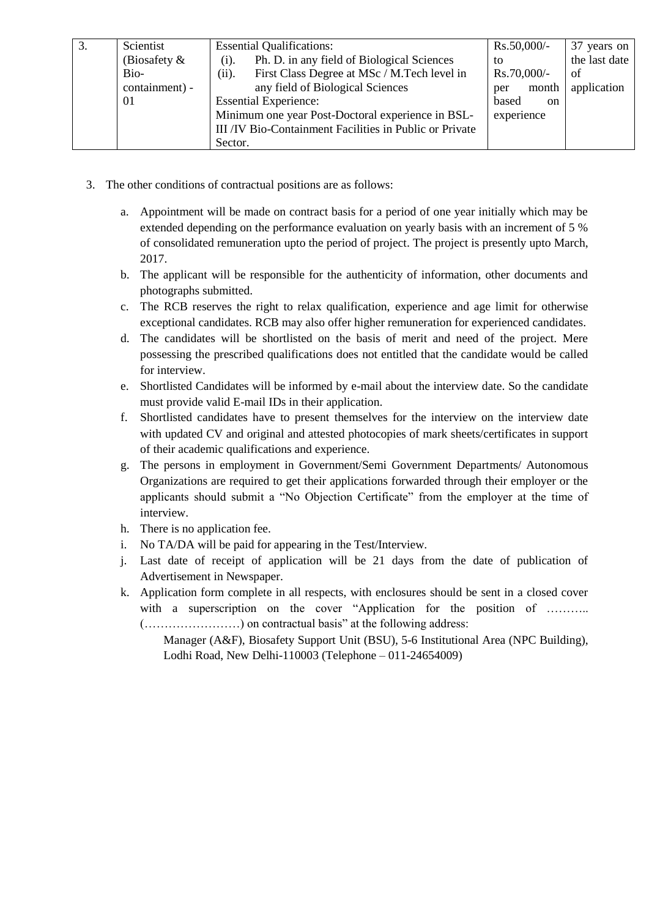| 3. | Scientist (Biosafety & Bio-containment) - 01 | Essential Qualifications:<br>(i). Ph. D. in any field of Biological Sciences<br>(ii). First Class Degree at MSc / M.Tech level in any field of Biological Sciences<br>Essential Experience:<br>Minimum one year Post-Doctoral experience in BSL-III /IV Bio-Containment Facilities in Public or Private Sector. | Rs.50,000/- to Rs.70,000/- per month based on experience | 37 years on the last date of application |
|---|---|---|---|---|

3. The other conditions of contractual positions are as follows:

   a. Appointment will be made on contract basis for a period of one year initially which may be extended depending on the performance evaluation on yearly basis with an increment of 5 % of consolidated remuneration upto the period of project. The project is presently upto March, 2017.
   b. The applicant will be responsible for the authenticity of information, other documents and photographs submitted.
   c. The RCB reserves the right to relax qualification, experience and age limit for otherwise exceptional candidates. RCB may also offer higher remuneration for experienced candidates.
   d. The candidates will be shortlisted on the basis of merit and need of the project. Mere possessing the prescribed qualifications does not entitled that the candidate would be called for interview.
   e. Shortlisted Candidates will be informed by e-mail about the interview date. So the candidate must provide valid E-mail IDs in their application.
   f. Shortlisted candidates have to present themselves for the interview on the interview date with updated CV and original and attested photocopies of mark sheets/certificates in support of their academic qualifications and experience.
   g. The persons in employment in Government/Semi Government Departments/ Autonomous Organizations are required to get their applications forwarded through their employer or the applicants should submit a "No Objection Certificate" from the employer at the time of interview.
   h. There is no application fee.
   i. No TA/DA will be paid for appearing in the Test/Interview.
   j. Last date of receipt of application will be 21 days from the date of publication of Advertisement in Newspaper.
   k. Application form complete in all respects, with enclosures should be sent in a closed cover with a superscription on the cover "Application for the position of ……….. (……………………) on contractual basis" at the following address:

      Manager (A&F), Biosafety Support Unit (BSU), 5-6 Institutional Area (NPC Building), Lodhi Road, New Delhi-110003 (Telephone – 011-24654009)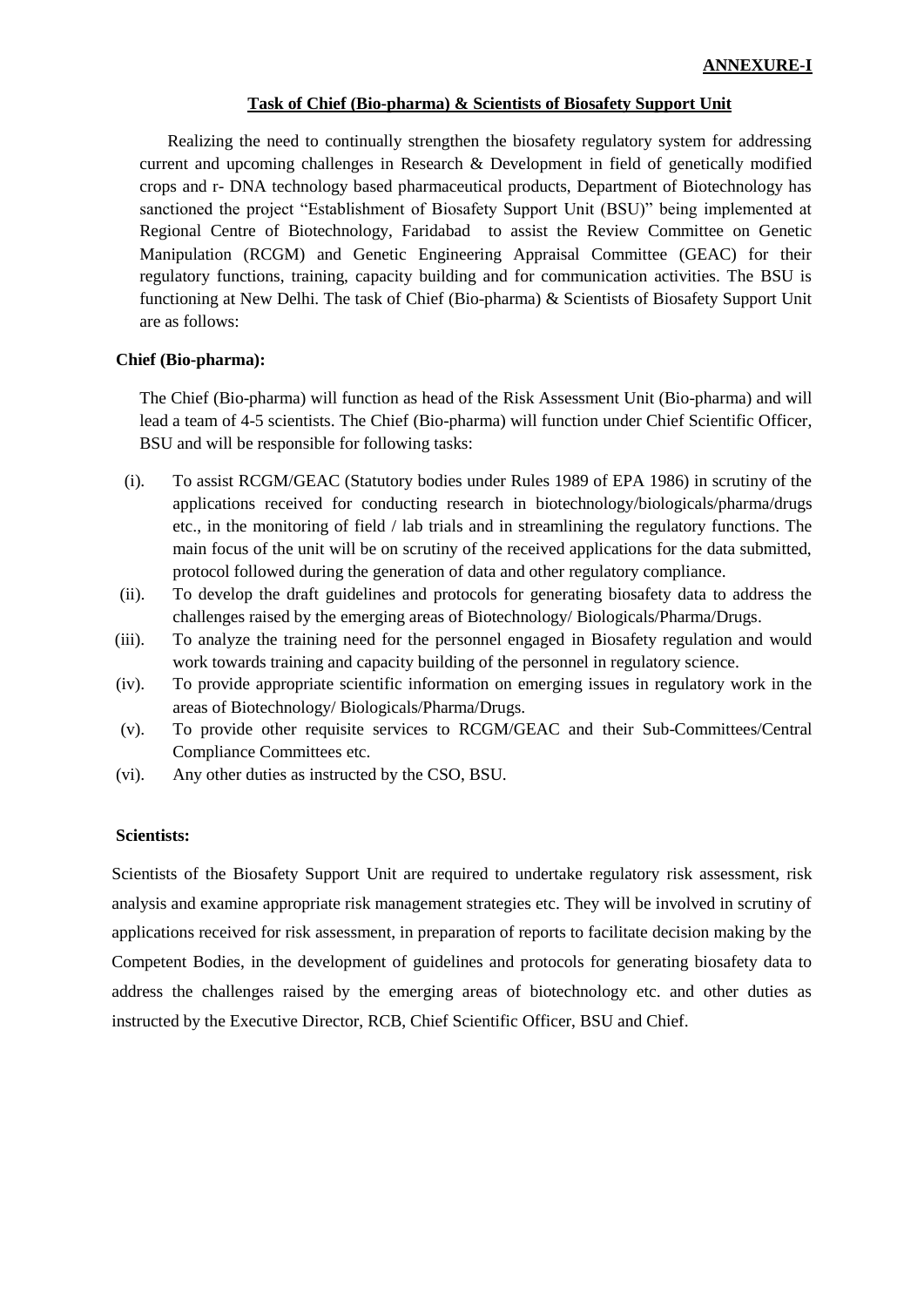**ANNEXURE-I**

## Task of Chief (Bio-pharma) & Scientists of Biosafety Support Unit

Realizing the need to continually strengthen the biosafety regulatory system for addressing current and upcoming challenges in Research & Development in field of genetically modified crops and r- DNA technology based pharmaceutical products, Department of Biotechnology has sanctioned the project "Establishment of Biosafety Support Unit (BSU)" being implemented at Regional Centre of Biotechnology, Faridabad to assist the Review Committee on Genetic Manipulation (RCGM) and Genetic Engineering Appraisal Committee (GEAC) for their regulatory functions, training, capacity building and for communication activities. The BSU is functioning at New Delhi. The task of Chief (Bio-pharma) & Scientists of Biosafety Support Unit are as follows:

### Chief (Bio-pharma):

The Chief (Bio-pharma) will function as head of the Risk Assessment Unit (Bio-pharma) and will lead a team of 4-5 scientists. The Chief (Bio-pharma) will function under Chief Scientific Officer, BSU and will be responsible for following tasks:

(i). To assist RCGM/GEAC (Statutory bodies under Rules 1989 of EPA 1986) in scrutiny of the applications received for conducting research in biotechnology/biologicals/pharma/drugs etc., in the monitoring of field / lab trials and in streamlining the regulatory functions. The main focus of the unit will be on scrutiny of the received applications for the data submitted, protocol followed during the generation of data and other regulatory compliance.

(ii). To develop the draft guidelines and protocols for generating biosafety data to address the challenges raised by the emerging areas of Biotechnology/ Biologicals/Pharma/Drugs.

(iii). To analyze the training need for the personnel engaged in Biosafety regulation and would work towards training and capacity building of the personnel in regulatory science.

(iv). To provide appropriate scientific information on emerging issues in regulatory work in the areas of Biotechnology/ Biologicals/Pharma/Drugs.

(v). To provide other requisite services to RCGM/GEAC and their Sub-Committees/Central Compliance Committees etc.

(vi). Any other duties as instructed by the CSO, BSU.

### Scientists:

Scientists of the Biosafety Support Unit are required to undertake regulatory risk assessment, risk analysis and examine appropriate risk management strategies etc. They will be involved in scrutiny of applications received for risk assessment, in preparation of reports to facilitate decision making by the Competent Bodies, in the development of guidelines and protocols for generating biosafety data to address the challenges raised by the emerging areas of biotechnology etc. and other duties as instructed by the Executive Director, RCB, Chief Scientific Officer, BSU and Chief.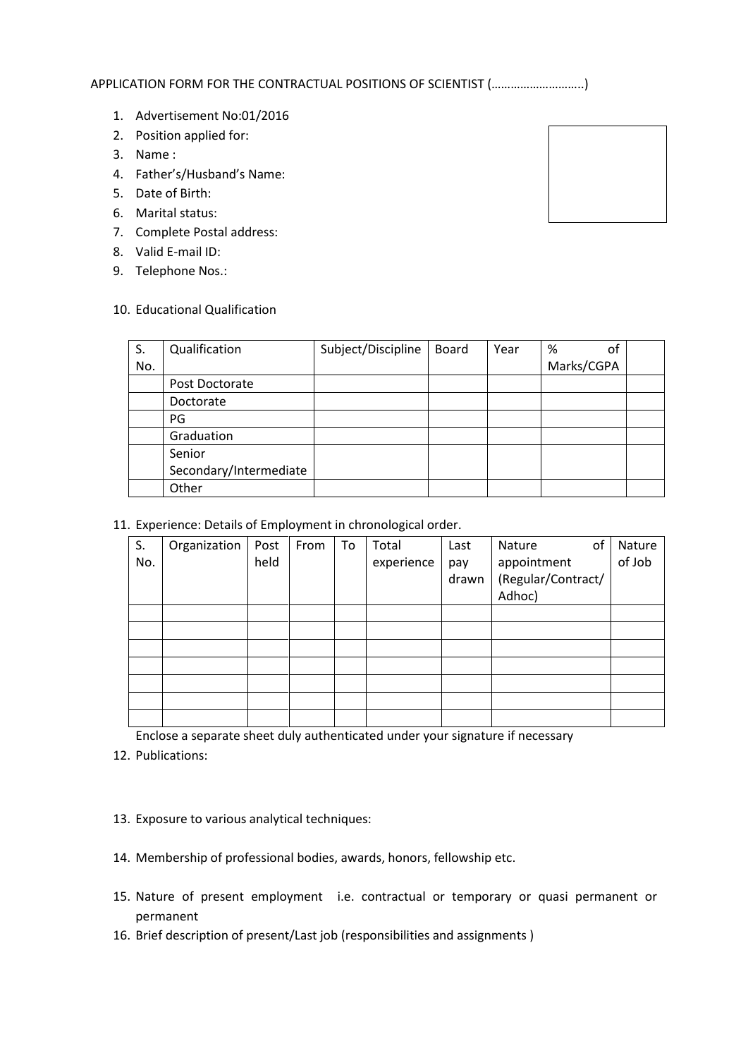APPLICATION FORM FOR THE CONTRACTUAL POSITIONS OF SCIENTIST (………………………..)

1. Advertisement No:01/2016
2. Position applied for:
3. Name :
4. Father's/Husband's Name:
5. Date of Birth:
6. Marital status:
7. Complete Postal address:
8. Valid E-mail ID:
9. Telephone Nos.:

10. Educational Qualification

| S. No. | Qualification | Subject/Discipline | Board | Year | % of Marks/CGPA | |
|---|---|---|---|---|---|---|
| | Post Doctorate | | | | | |
| | Doctorate | | | | | |
| | PG | | | | | |
| | Graduation | | | | | |
| | Senior Secondary/Intermediate | | | | | |
| | Other | | | | | |

11. Experience: Details of Employment in chronological order.

| S. No. | Organization | Post held | From | To | Total experience | Last pay drawn | Nature of appointment (Regular/Contract/ Adhoc) | Nature of Job |
|---|---|---|---|---|---|---|---|---|
| | | | | | | | | |
| | | | | | | | | |
| | | | | | | | | |
| | | | | | | | | |
| | | | | | | | | |
| | | | | | | | | |
| | | | | | | | | |

Enclose a separate sheet duly authenticated under your signature if necessary

12. Publications:

13. Exposure to various analytical techniques:

14. Membership of professional bodies, awards, honors, fellowship etc.

15. Nature of present employment i.e. contractual or temporary or quasi permanent or permanent

16. Brief description of present/Last job (responsibilities and assignments )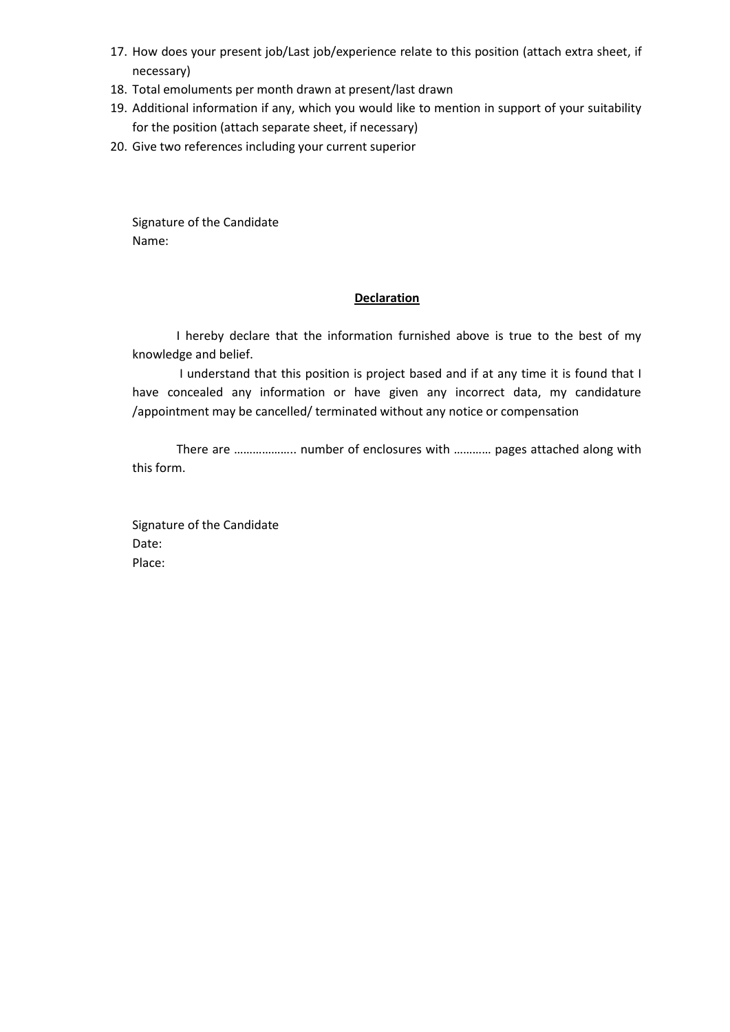17. How does your present job/Last job/experience relate to this position (attach extra sheet, if necessary)
18. Total emoluments per month drawn at present/last drawn
19. Additional information if any, which you would like to mention in support of your suitability for the position (attach separate sheet, if necessary)
20. Give two references including your current superior

Signature of the Candidate
Name:

**Declaration**

I hereby declare that the information furnished above is true to the best of my knowledge and belief.

I understand that this position is project based and if at any time it is found that I have concealed any information or have given any incorrect data, my candidature /appointment may be cancelled/ terminated without any notice or compensation

There are ……………….. number of enclosures with ………… pages attached along with this form.

Signature of the Candidate
Date:
Place: